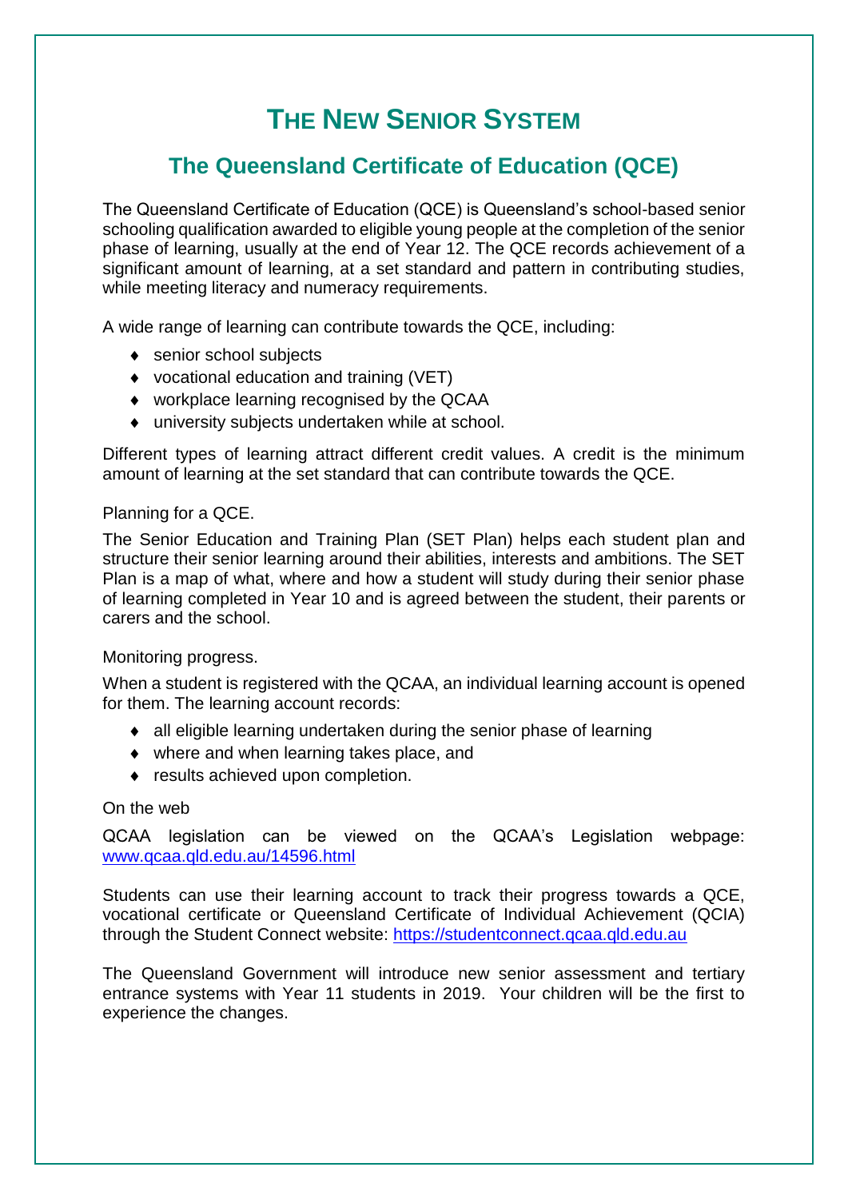# THE NEW SENIOR SYSTEM

## The Queensland Certificate of Education (QCE)

The Queensland Certificate of Education (QCE) is Queensland's school-based senior schooling qualification awarded to eligible young people at the completion of the senior phase of learning, usually at the end of Year 12. The QCE records achievement of a significant amount of learning, at a set standard and pattern in contributing studies, while meeting literacy and numeracy requirements.

A wide range of learning can contribute towards the QCE, including:

- senior school subjects
- vocational education and training (VET)
- workplace learning recognised by the QCAA
- university subjects undertaken while at school.

Different types of learning attract different credit values. A credit is the minimum amount of learning at the set standard that can contribute towards the QCE.

Planning for a QCE.

The Senior Education and Training Plan (SET Plan) helps each student plan and structure their senior learning around their abilities, interests and ambitions. The SET Plan is a map of what, where and how a student will study during their senior phase of learning completed in Year 10 and is agreed between the student, their parents or carers and the school.

Monitoring progress.

When a student is registered with the QCAA, an individual learning account is opened for them. The learning account records:

- all eligible learning undertaken during the senior phase of learning
- where and when learning takes place, and
- results achieved upon completion.

On the web

QCAA legislation can be viewed on the QCAA's Legislation webpage: www.qcaa.qld.edu.au/14596.html

Students can use their learning account to track their progress towards a QCE, vocational certificate or Queensland Certificate of Individual Achievement (QCIA) through the Student Connect website: https://studentconnect.qcaa.qld.edu.au

The Queensland Government will introduce new senior assessment and tertiary entrance systems with Year 11 students in 2019. Your children will be the first to experience the changes.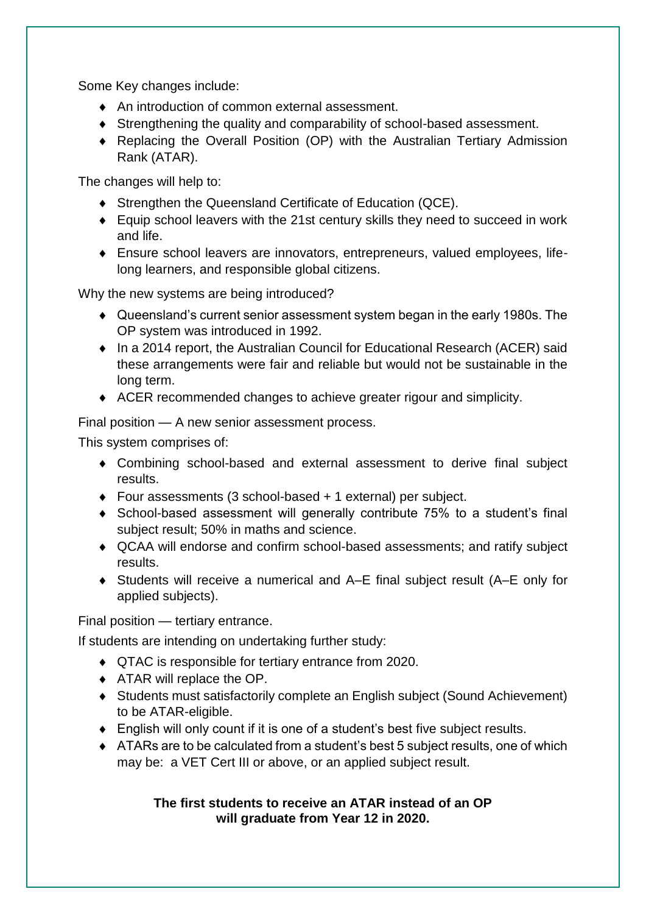Some Key changes include:

- An introduction of common external assessment.
- Strengthening the quality and comparability of school-based assessment.
- Replacing the Overall Position (OP) with the Australian Tertiary Admission Rank (ATAR).

The changes will help to:

- Strengthen the Queensland Certificate of Education (QCE).
- Equip school leavers with the 21st century skills they need to succeed in work and life.
- Ensure school leavers are innovators, entrepreneurs, valued employees, life-long learners, and responsible global citizens.

Why the new systems are being introduced?

- Queensland's current senior assessment system began in the early 1980s. The OP system was introduced in 1992.
- In a 2014 report, the Australian Council for Educational Research (ACER) said these arrangements were fair and reliable but would not be sustainable in the long term.
- ACER recommended changes to achieve greater rigour and simplicity.

Final position — A new senior assessment process.

This system comprises of:

- Combining school-based and external assessment to derive final subject results.
- Four assessments (3 school-based + 1 external) per subject.
- School-based assessment will generally contribute 75% to a student's final subject result; 50% in maths and science.
- QCAA will endorse and confirm school-based assessments; and ratify subject results.
- Students will receive a numerical and A–E final subject result (A–E only for applied subjects).

Final position — tertiary entrance.

If students are intending on undertaking further study:

- QTAC is responsible for tertiary entrance from 2020.
- ATAR will replace the OP.
- Students must satisfactorily complete an English subject (Sound Achievement) to be ATAR-eligible.
- English will only count if it is one of a student's best five subject results.
- ATARs are to be calculated from a student's best 5 subject results, one of which may be: a VET Cert III or above, or an applied subject result.

**The first students to receive an ATAR instead of an OP will graduate from Year 12 in 2020.**